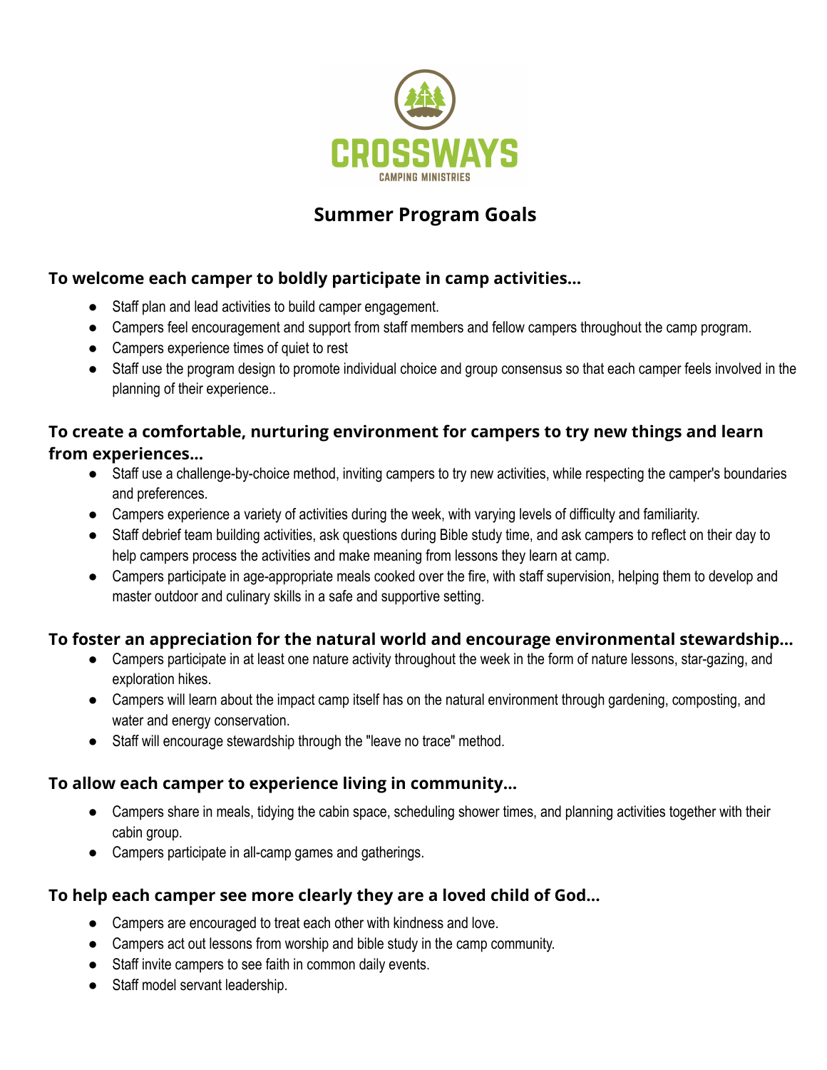CROSSWAYS

CAMPING MINISTRIES

# Summer Program Goals

### To welcome each camper to boldly participate in camp activities...

- Staff plan and lead activities to build camper engagement.
- Campers feel encouragement and support from staff members and fellow campers throughout the camp program.
- Campers experience times of quiet to rest
- Staff use the program design to promote individual choice and group consensus so that each camper feels involved in the planning of their experience..

### To create a comfortable, nurturing environment for campers to try new things and learn from experiences...

- Staff use a challenge-by-choice method, inviting campers to try new activities, while respecting the camper's boundaries and preferences.
- Campers experience a variety of activities during the week, with varying levels of difficulty and familiarity.
- Staff debrief team building activities, ask questions during Bible study time, and ask campers to reflect on their day to help campers process the activities and make meaning from lessons they learn at camp.
- Campers participate in age-appropriate meals cooked over the fire, with staff supervision, helping them to develop and master outdoor and culinary skills in a safe and supportive setting.

### To foster an appreciation for the natural world and encourage environmental stewardship...

- Campers participate in at least one nature activity throughout the week in the form of nature lessons, star-gazing, and exploration hikes.
- Campers will learn about the impact camp itself has on the natural environment through gardening, composting, and water and energy conservation.
- Staff will encourage stewardship through the "leave no trace" method.

### To allow each camper to experience living in community...

- Campers share in meals, tidying the cabin space, scheduling shower times, and planning activities together with their cabin group.
- Campers participate in all-camp games and gatherings.

### To help each camper see more clearly they are a loved child of God...

- Campers are encouraged to treat each other with kindness and love.
- Campers act out lessons from worship and bible study in the camp community.
- Staff invite campers to see faith in common daily events.
- Staff model servant leadership.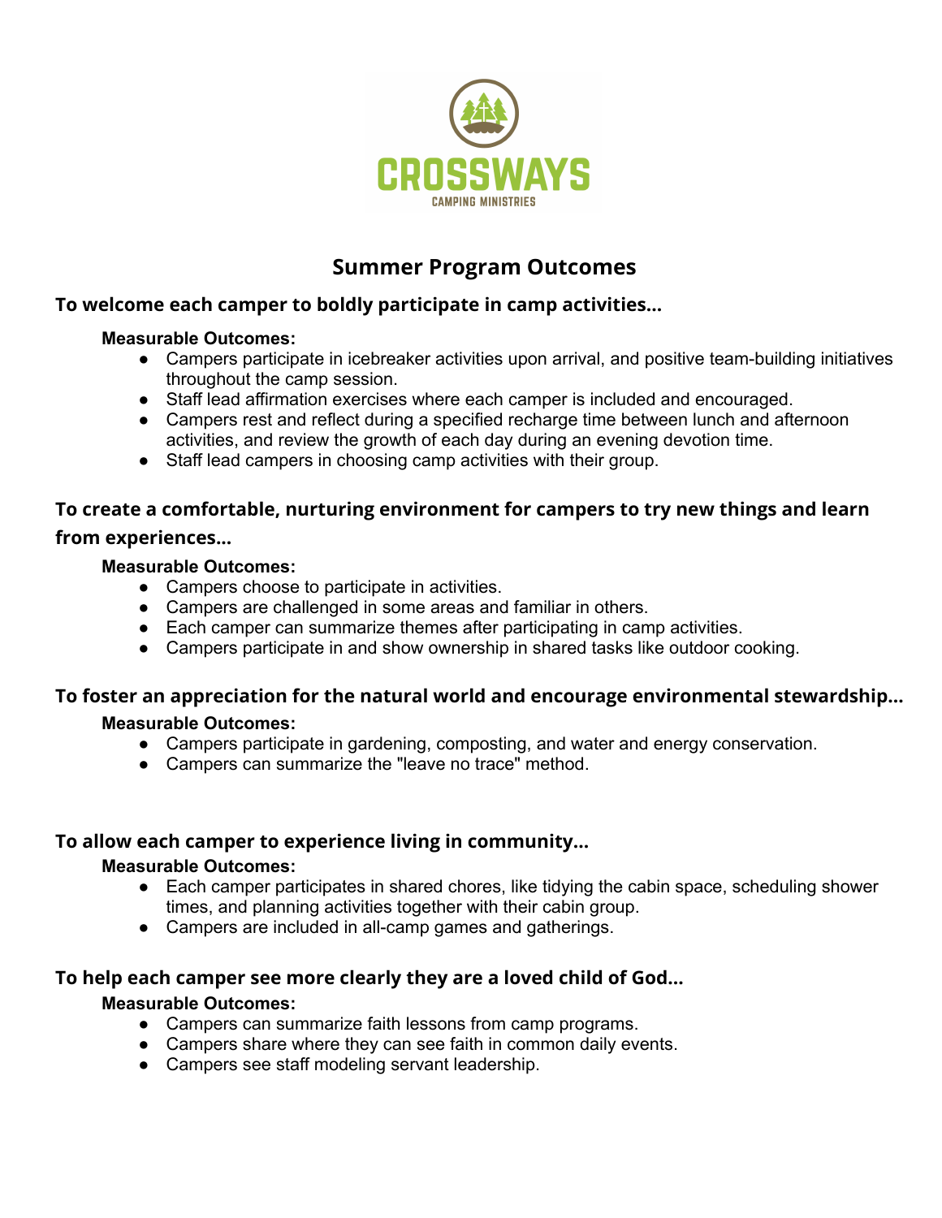CROSSWAYS

CAMPING MINISTRIES

## Summer Program Outcomes

### To welcome each camper to boldly participate in camp activities...

**Measurable Outcomes:**

- Campers participate in icebreaker activities upon arrival, and positive team-building initiatives throughout the camp session.
- Staff lead affirmation exercises where each camper is included and encouraged.
- Campers rest and reflect during a specified recharge time between lunch and afternoon activities, and review the growth of each day during an evening devotion time.
- Staff lead campers in choosing camp activities with their group.

### To create a comfortable, nurturing environment for campers to try new things and learn from experiences...

**Measurable Outcomes:**

- Campers choose to participate in activities.
- Campers are challenged in some areas and familiar in others.
- Each camper can summarize themes after participating in camp activities.
- Campers participate in and show ownership in shared tasks like outdoor cooking.

### To foster an appreciation for the natural world and encourage environmental stewardship...

**Measurable Outcomes:**

- Campers participate in gardening, composting, and water and energy conservation.
- Campers can summarize the "leave no trace" method.

### To allow each camper to experience living in community...

**Measurable Outcomes:**

- Each camper participates in shared chores, like tidying the cabin space, scheduling shower times, and planning activities together with their cabin group.
- Campers are included in all-camp games and gatherings.

### To help each camper see more clearly they are a loved child of God...

**Measurable Outcomes:**

- Campers can summarize faith lessons from camp programs.
- Campers share where they can see faith in common daily events.
- Campers see staff modeling servant leadership.